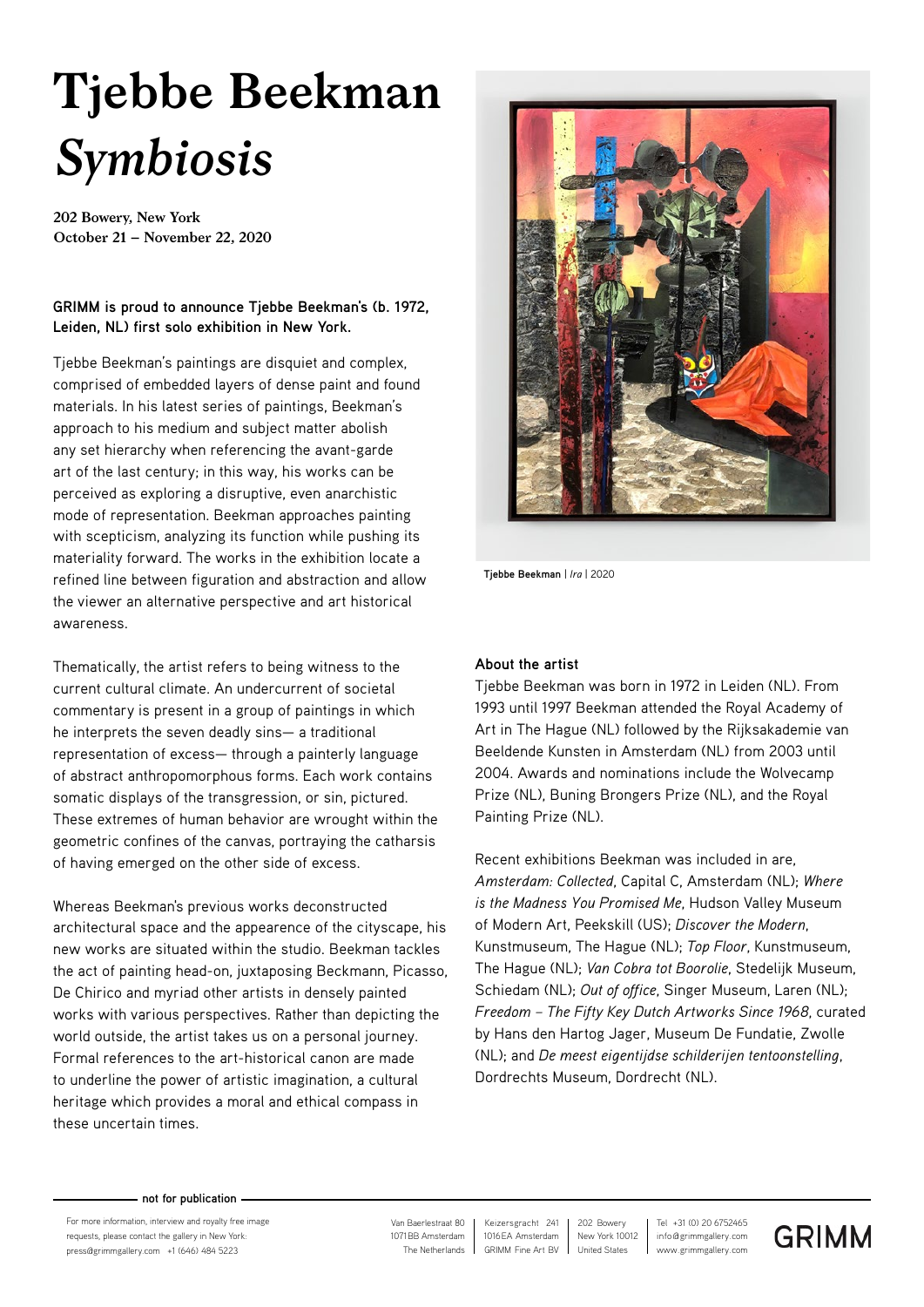# Tjebbe Beekman
## *Symbiosis*

**202 Bowery, New York**
**October 21 – November 22, 2020**

**GRIMM is proud to announce Tjebbe Beekman's (b. 1972, Leiden, NL) first solo exhibition in New York.**

Tjebbe Beekman's paintings are disquiet and complex, comprised of embedded layers of dense paint and found materials. In his latest series of paintings, Beekman's approach to his medium and subject matter abolish any set hierarchy when referencing the avant-garde art of the last century; in this way, his works can be perceived as exploring a disruptive, even anarchistic mode of representation. Beekman approaches painting with scepticism, analyzing its function while pushing its materiality forward. The works in the exhibition locate a refined line between figuration and abstraction and allow the viewer an alternative perspective and art historical awareness.

Thematically, the artist refers to being witness to the current cultural climate. An undercurrent of societal commentary is present in a group of paintings in which he interprets the seven deadly sins— a traditional representation of excess— through a painterly language of abstract anthropomorphous forms. Each work contains somatic displays of the transgression, or sin, pictured. These extremes of human behavior are wrought within the geometric confines of the canvas, portraying the catharsis of having emerged on the other side of excess.

Whereas Beekman's previous works deconstructed architectural space and the appearence of the cityscape, his new works are situated within the studio. Beekman tackles the act of painting head-on, juxtaposing Beckmann, Picasso, De Chirico and myriad other artists in densely painted works with various perspectives. Rather than depicting the world outside, the artist takes us on a personal journey. Formal references to the art-historical canon are made to underline the power of artistic imagination, a cultural heritage which provides a moral and ethical compass in these uncertain times.

**Tjebbe Beekman** | *Ira* | 2020

**About the artist**

Tjebbe Beekman was born in 1972 in Leiden (NL). From 1993 until 1997 Beekman attended the Royal Academy of Art in The Hague (NL) followed by the Rijksakademie van Beeldende Kunsten in Amsterdam (NL) from 2003 until 2004. Awards and nominations include the Wolvecamp Prize (NL), Buning Brongers Prize (NL), and the Royal Painting Prize (NL).

Recent exhibitions Beekman was included in are, *Amsterdam: Collected*, Capital C, Amsterdam (NL); *Where is the Madness You Promised Me*, Hudson Valley Museum of Modern Art, Peekskill (US); *Discover the Modern*, Kunstmuseum, The Hague (NL); *Top Floor*, Kunstmuseum, The Hague (NL); *Van Cobra tot Boorolie*, Stedelijk Museum, Schiedam (NL); *Out of office*, Singer Museum, Laren (NL); *Freedom – The Fifty Key Dutch Artworks Since 1968*, curated by Hans den Hartog Jager, Museum De Fundatie, Zwolle (NL); and *De meest eigentijdse schilderijen tentoonstelling*, Dordrechts Museum, Dordrecht (NL).

**not for publication**

For more information, interview and royalty free image requests, please contact the gallery in New York: press@grimmgallery.com +1 (646) 484 5223

Van Baerlestraat 80, 1071BB Amsterdam, The Netherlands | Keizersgracht 241, 1016EA Amsterdam, GRIMM Fine Art BV | 202 Bowery, New York 10012, United States | Tel +31 (0) 20 6752465, info@grimmgallery.com, www.grimmgallery.com

GRIMM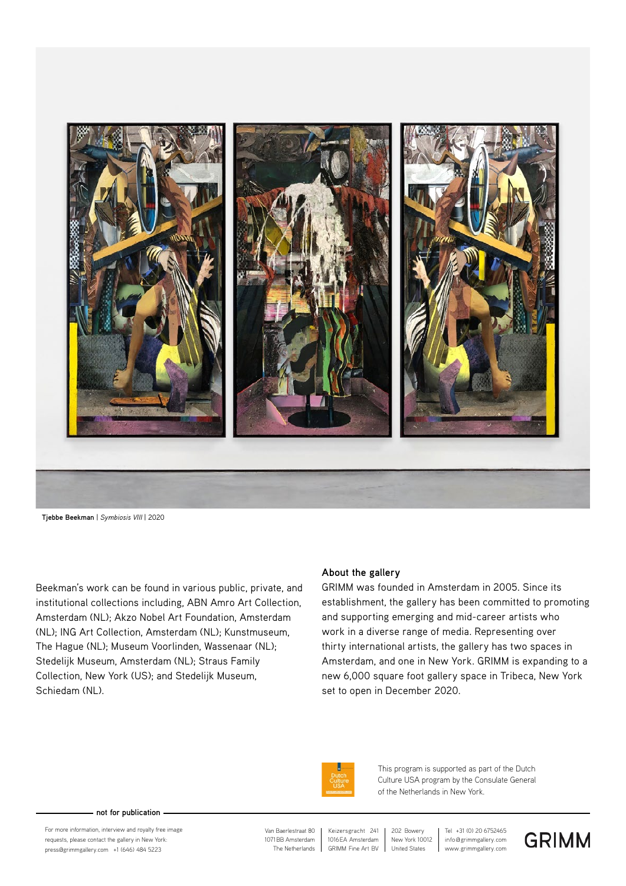**Tjebbe Beekman** | *Symbiosis VIII* | 2020

Beekman's work can be found in various public, private, and institutional collections including, ABN Amro Art Collection, Amsterdam (NL); Akzo Nobel Art Foundation, Amsterdam (NL); ING Art Collection, Amsterdam (NL); Kunstmuseum, The Hague (NL); Museum Voorlinden, Wassenaar (NL); Stedelijk Museum, Amsterdam (NL); Straus Family Collection, New York (US); and Stedelijk Museum, Schiedam (NL).

## About the gallery

GRIMM was founded in Amsterdam in 2005. Since its establishment, the gallery has been committed to promoting and supporting emerging and mid-career artists who work in a diverse range of media. Representing over thirty international artists, the gallery has two spaces in Amsterdam, and one in New York. GRIMM is expanding to a new 6,000 square foot gallery space in Tribeca, New York set to open in December 2020.

This program is supported as part of the Dutch Culture USA program by the Consulate General of the Netherlands in New York.

**not for publication**

For more information, interview and royalty free image requests, please contact the gallery in New York: press@grimmgallery.com +1 (646) 484 5223

Van Baerlestraat 80
1071BB Amsterdam
The Netherlands

Keizersgracht 241
1016EA Amsterdam
GRIMM Fine Art BV

202 Bowery
New York 10012
United States

Tel +31 (0) 20 6752465
info@grimmgallery.com
www.grimmgallery.com

GRIMM